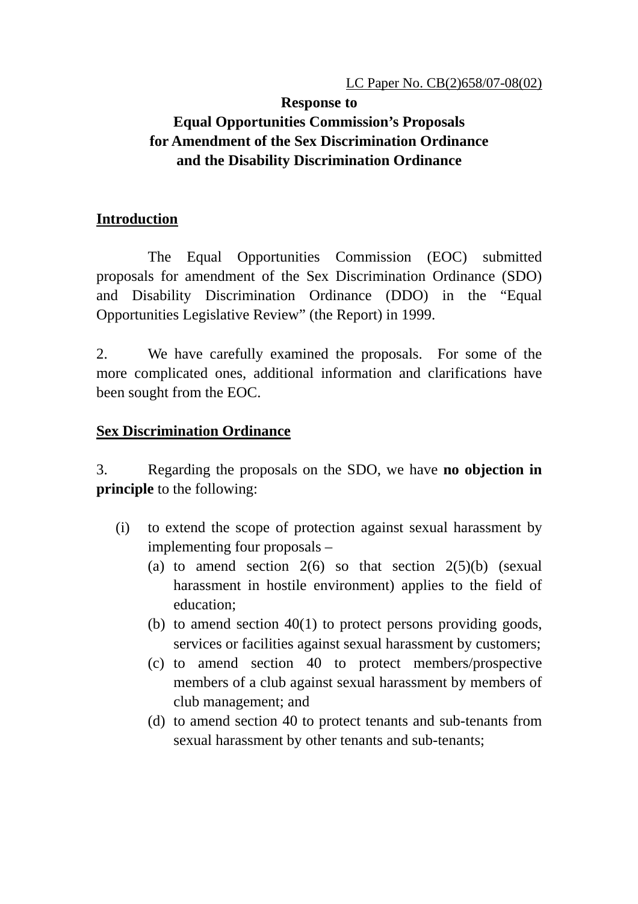LC Paper No. CB(2)658/07-08(02)

**Response to**
**Equal Opportunities Commission's Proposals**
**for Amendment of the Sex Discrimination Ordinance**
**and the Disability Discrimination Ordinance**

## Introduction

The Equal Opportunities Commission (EOC) submitted proposals for amendment of the Sex Discrimination Ordinance (SDO) and Disability Discrimination Ordinance (DDO) in the "Equal Opportunities Legislative Review" (the Report) in 1999.

2. We have carefully examined the proposals. For some of the more complicated ones, additional information and clarifications have been sought from the EOC.

## Sex Discrimination Ordinance

3. Regarding the proposals on the SDO, we have **no objection in principle** to the following:

(i) to extend the scope of protection against sexual harassment by implementing four proposals –
  - (a) to amend section 2(6) so that section 2(5)(b) (sexual harassment in hostile environment) applies to the field of education;
  - (b) to amend section 40(1) to protect persons providing goods, services or facilities against sexual harassment by customers;
  - (c) to amend section 40 to protect members/prospective members of a club against sexual harassment by members of club management; and
  - (d) to amend section 40 to protect tenants and sub-tenants from sexual harassment by other tenants and sub-tenants;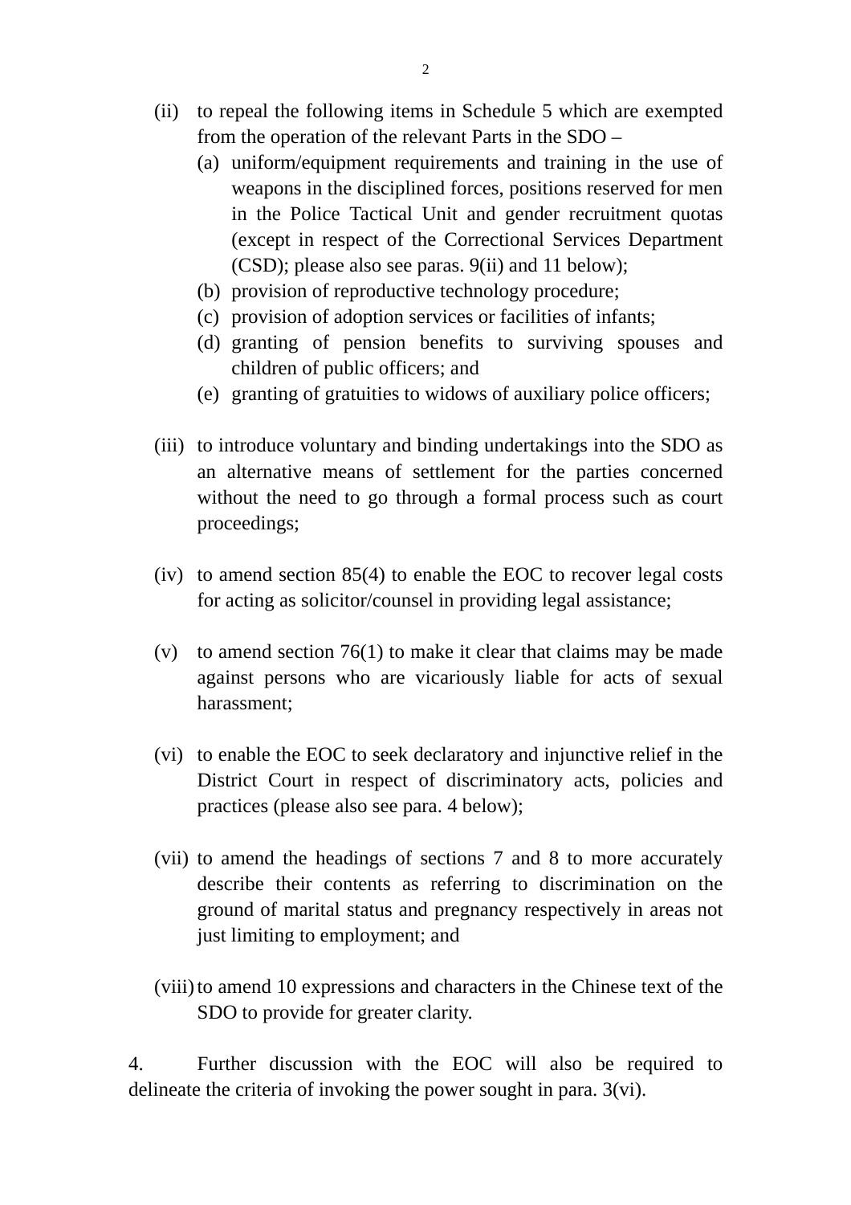(ii) to repeal the following items in Schedule 5 which are exempted from the operation of the relevant Parts in the SDO –

   (a) uniform/equipment requirements and training in the use of weapons in the disciplined forces, positions reserved for men in the Police Tactical Unit and gender recruitment quotas (except in respect of the Correctional Services Department (CSD); please also see paras. 9(ii) and 11 below);

   (b) provision of reproductive technology procedure;

   (c) provision of adoption services or facilities of infants;

   (d) granting of pension benefits to surviving spouses and children of public officers; and

   (e) granting of gratuities to widows of auxiliary police officers;

(iii) to introduce voluntary and binding undertakings into the SDO as an alternative means of settlement for the parties concerned without the need to go through a formal process such as court proceedings;

(iv) to amend section 85(4) to enable the EOC to recover legal costs for acting as solicitor/counsel in providing legal assistance;

(v) to amend section 76(1) to make it clear that claims may be made against persons who are vicariously liable for acts of sexual harassment;

(vi) to enable the EOC to seek declaratory and injunctive relief in the District Court in respect of discriminatory acts, policies and practices (please also see para. 4 below);

(vii) to amend the headings of sections 7 and 8 to more accurately describe their contents as referring to discrimination on the ground of marital status and pregnancy respectively in areas not just limiting to employment; and

(viii) to amend 10 expressions and characters in the Chinese text of the SDO to provide for greater clarity.

4. Further discussion with the EOC will also be required to delineate the criteria of invoking the power sought in para. 3(vi).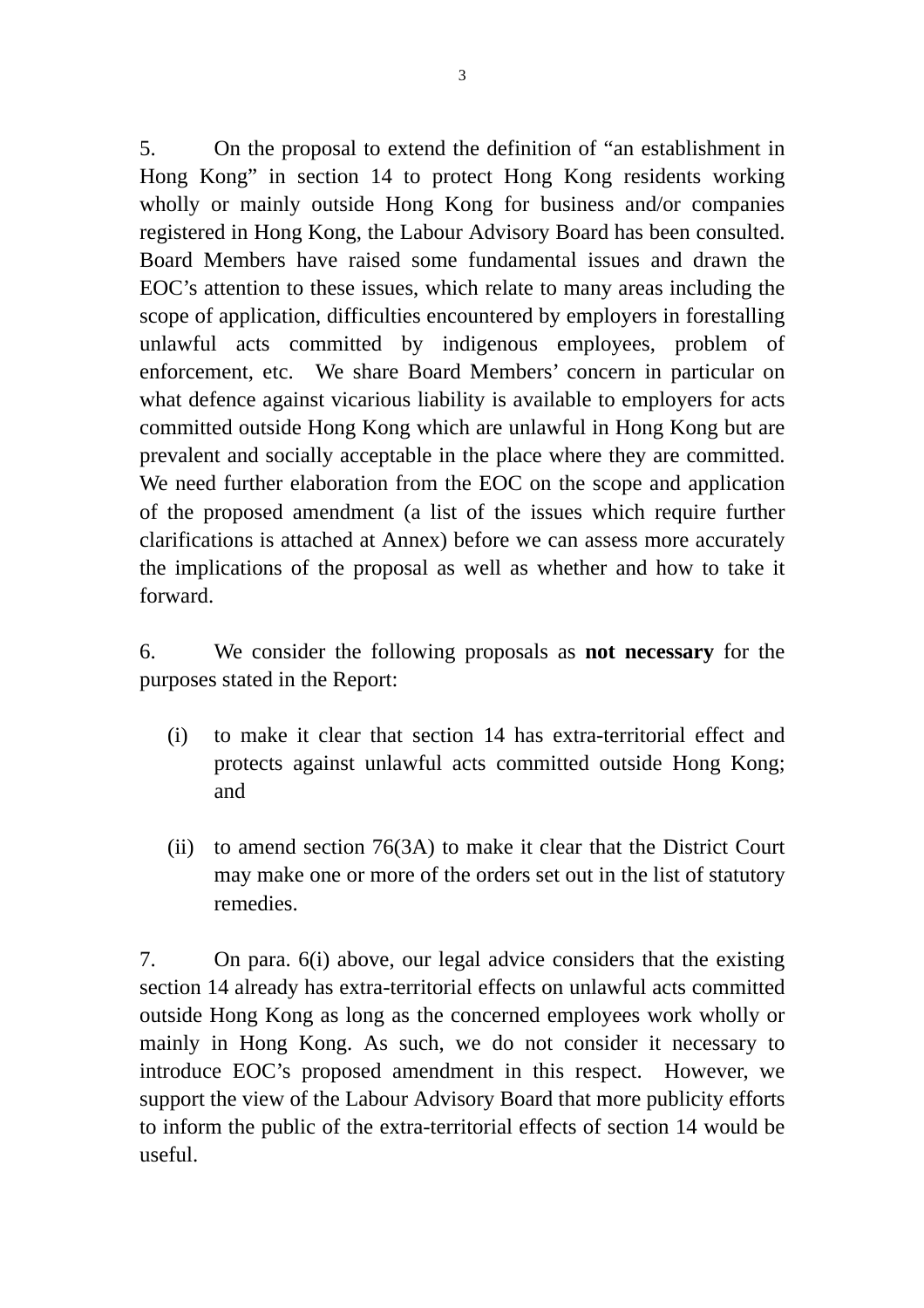5. On the proposal to extend the definition of "an establishment in Hong Kong" in section 14 to protect Hong Kong residents working wholly or mainly outside Hong Kong for business and/or companies registered in Hong Kong, the Labour Advisory Board has been consulted. Board Members have raised some fundamental issues and drawn the EOC's attention to these issues, which relate to many areas including the scope of application, difficulties encountered by employers in forestalling unlawful acts committed by indigenous employees, problem of enforcement, etc. We share Board Members' concern in particular on what defence against vicarious liability is available to employers for acts committed outside Hong Kong which are unlawful in Hong Kong but are prevalent and socially acceptable in the place where they are committed. We need further elaboration from the EOC on the scope and application of the proposed amendment (a list of the issues which require further clarifications is attached at Annex) before we can assess more accurately the implications of the proposal as well as whether and how to take it forward.

6. We consider the following proposals as **not necessary** for the purposes stated in the Report:

(i) to make it clear that section 14 has extra-territorial effect and protects against unlawful acts committed outside Hong Kong; and

(ii) to amend section 76(3A) to make it clear that the District Court may make one or more of the orders set out in the list of statutory remedies.

7. On para. 6(i) above, our legal advice considers that the existing section 14 already has extra-territorial effects on unlawful acts committed outside Hong Kong as long as the concerned employees work wholly or mainly in Hong Kong. As such, we do not consider it necessary to introduce EOC's proposed amendment in this respect. However, we support the view of the Labour Advisory Board that more publicity efforts to inform the public of the extra-territorial effects of section 14 would be useful.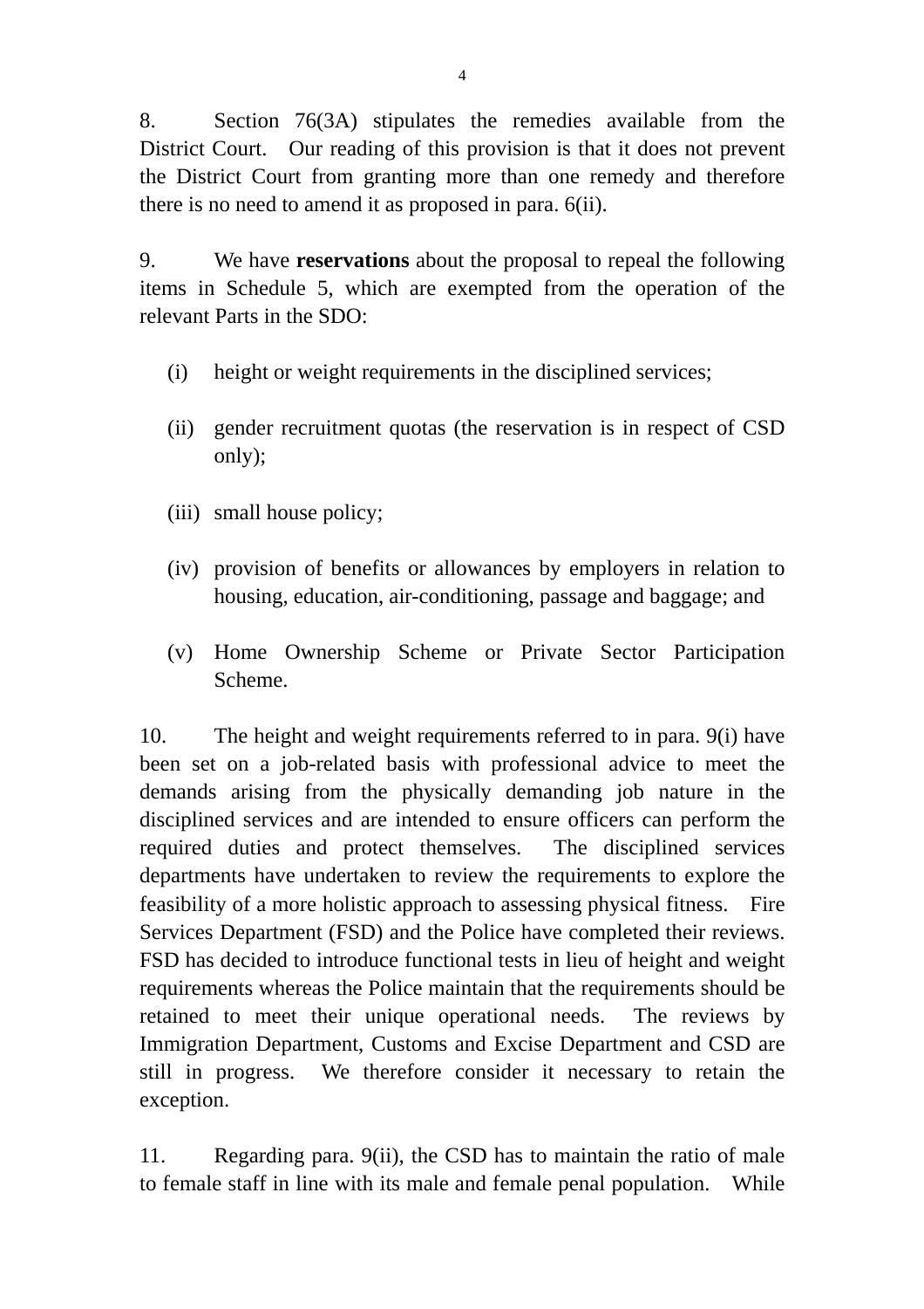8. Section 76(3A) stipulates the remedies available from the District Court. Our reading of this provision is that it does not prevent the District Court from granting more than one remedy and therefore there is no need to amend it as proposed in para. 6(ii).

9. We have **reservations** about the proposal to repeal the following items in Schedule 5, which are exempted from the operation of the relevant Parts in the SDO:

(i) height or weight requirements in the disciplined services;

(ii) gender recruitment quotas (the reservation is in respect of CSD only);

(iii) small house policy;

(iv) provision of benefits or allowances by employers in relation to housing, education, air-conditioning, passage and baggage; and

(v) Home Ownership Scheme or Private Sector Participation Scheme.

10. The height and weight requirements referred to in para. 9(i) have been set on a job-related basis with professional advice to meet the demands arising from the physically demanding job nature in the disciplined services and are intended to ensure officers can perform the required duties and protect themselves. The disciplined services departments have undertaken to review the requirements to explore the feasibility of a more holistic approach to assessing physical fitness. Fire Services Department (FSD) and the Police have completed their reviews. FSD has decided to introduce functional tests in lieu of height and weight requirements whereas the Police maintain that the requirements should be retained to meet their unique operational needs. The reviews by Immigration Department, Customs and Excise Department and CSD are still in progress. We therefore consider it necessary to retain the exception.

11. Regarding para. 9(ii), the CSD has to maintain the ratio of male to female staff in line with its male and female penal population. While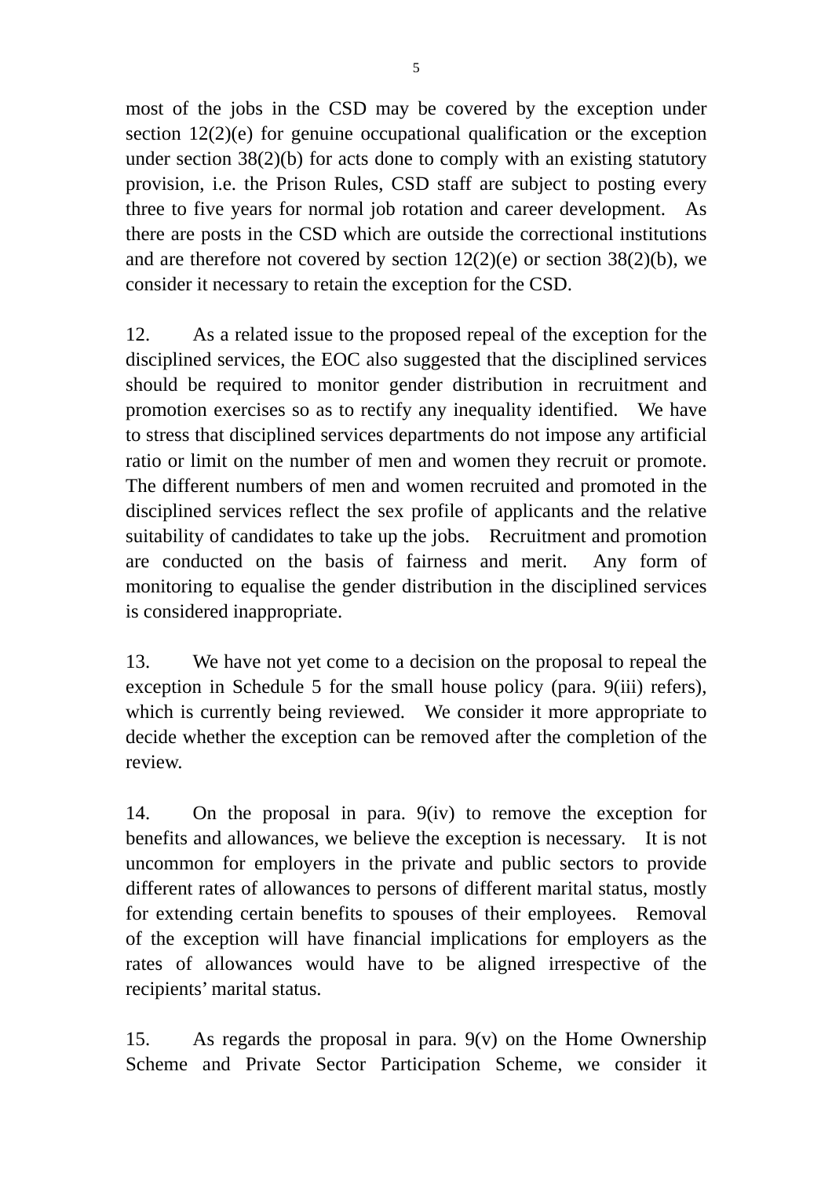most of the jobs in the CSD may be covered by the exception under section 12(2)(e) for genuine occupational qualification or the exception under section 38(2)(b) for acts done to comply with an existing statutory provision, i.e. the Prison Rules, CSD staff are subject to posting every three to five years for normal job rotation and career development. As there are posts in the CSD which are outside the correctional institutions and are therefore not covered by section 12(2)(e) or section 38(2)(b), we consider it necessary to retain the exception for the CSD.

12. As a related issue to the proposed repeal of the exception for the disciplined services, the EOC also suggested that the disciplined services should be required to monitor gender distribution in recruitment and promotion exercises so as to rectify any inequality identified. We have to stress that disciplined services departments do not impose any artificial ratio or limit on the number of men and women they recruit or promote. The different numbers of men and women recruited and promoted in the disciplined services reflect the sex profile of applicants and the relative suitability of candidates to take up the jobs. Recruitment and promotion are conducted on the basis of fairness and merit. Any form of monitoring to equalise the gender distribution in the disciplined services is considered inappropriate.

13. We have not yet come to a decision on the proposal to repeal the exception in Schedule 5 for the small house policy (para. 9(iii) refers), which is currently being reviewed. We consider it more appropriate to decide whether the exception can be removed after the completion of the review.

14. On the proposal in para. 9(iv) to remove the exception for benefits and allowances, we believe the exception is necessary. It is not uncommon for employers in the private and public sectors to provide different rates of allowances to persons of different marital status, mostly for extending certain benefits to spouses of their employees. Removal of the exception will have financial implications for employers as the rates of allowances would have to be aligned irrespective of the recipients' marital status.

15. As regards the proposal in para. 9(v) on the Home Ownership Scheme and Private Sector Participation Scheme, we consider it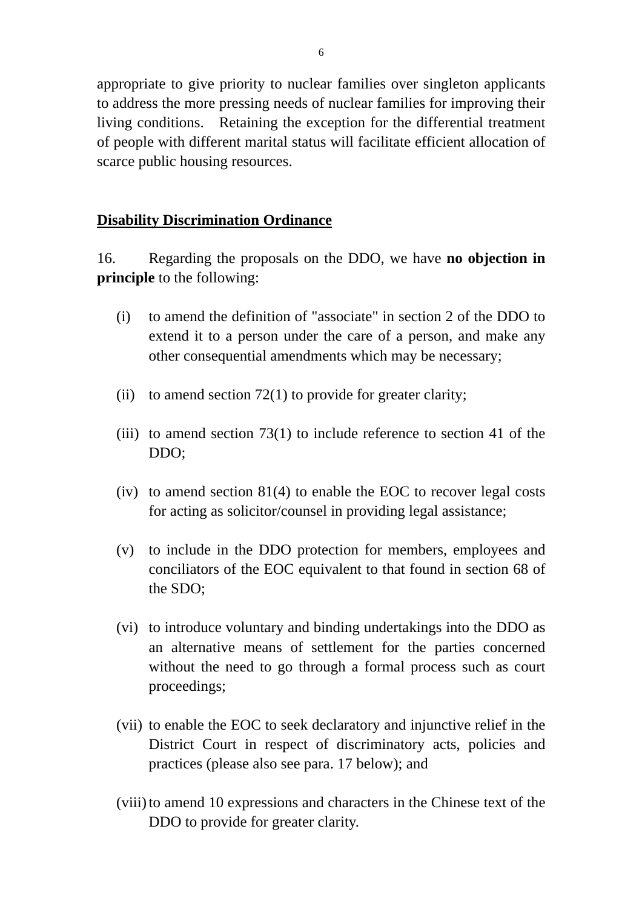appropriate to give priority to nuclear families over singleton applicants to address the more pressing needs of nuclear families for improving their living conditions. Retaining the exception for the differential treatment of people with different marital status will facilitate efficient allocation of scarce public housing resources.

**Disability Discrimination Ordinance**

16. Regarding the proposals on the DDO, we have **no objection in principle** to the following:

(i) to amend the definition of "associate" in section 2 of the DDO to extend it to a person under the care of a person, and make any other consequential amendments which may be necessary;

(ii) to amend section 72(1) to provide for greater clarity;

(iii) to amend section 73(1) to include reference to section 41 of the DDO;

(iv) to amend section 81(4) to enable the EOC to recover legal costs for acting as solicitor/counsel in providing legal assistance;

(v) to include in the DDO protection for members, employees and conciliators of the EOC equivalent to that found in section 68 of the SDO;

(vi) to introduce voluntary and binding undertakings into the DDO as an alternative means of settlement for the parties concerned without the need to go through a formal process such as court proceedings;

(vii) to enable the EOC to seek declaratory and injunctive relief in the District Court in respect of discriminatory acts, policies and practices (please also see para. 17 below); and

(viii) to amend 10 expressions and characters in the Chinese text of the DDO to provide for greater clarity.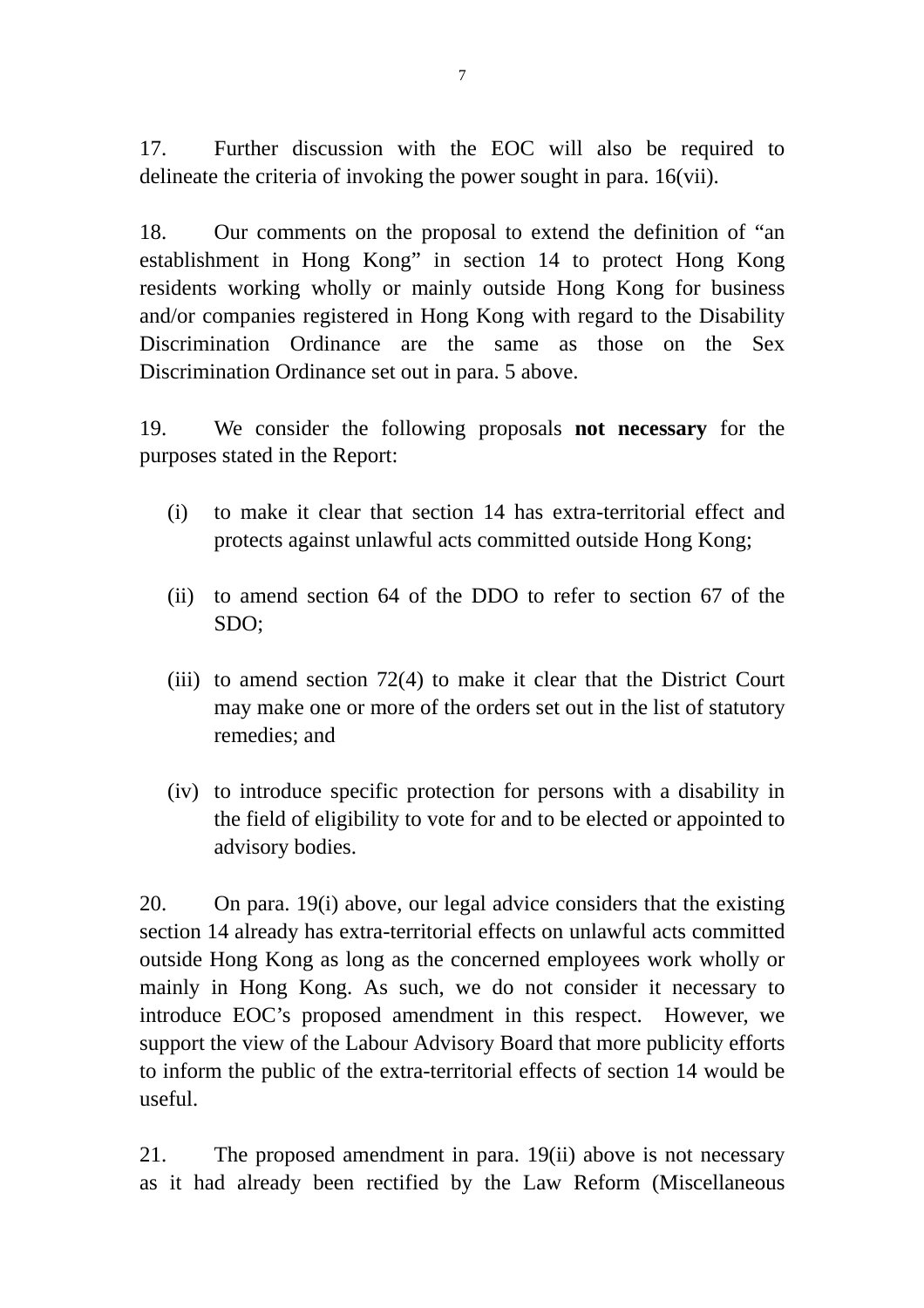17. Further discussion with the EOC will also be required to delineate the criteria of invoking the power sought in para. 16(vii).

18. Our comments on the proposal to extend the definition of "an establishment in Hong Kong" in section 14 to protect Hong Kong residents working wholly or mainly outside Hong Kong for business and/or companies registered in Hong Kong with regard to the Disability Discrimination Ordinance are the same as those on the Sex Discrimination Ordinance set out in para. 5 above.

19. We consider the following proposals **not necessary** for the purposes stated in the Report:

(i) to make it clear that section 14 has extra-territorial effect and protects against unlawful acts committed outside Hong Kong;

(ii) to amend section 64 of the DDO to refer to section 67 of the SDO;

(iii) to amend section 72(4) to make it clear that the District Court may make one or more of the orders set out in the list of statutory remedies; and

(iv) to introduce specific protection for persons with a disability in the field of eligibility to vote for and to be elected or appointed to advisory bodies.

20. On para. 19(i) above, our legal advice considers that the existing section 14 already has extra-territorial effects on unlawful acts committed outside Hong Kong as long as the concerned employees work wholly or mainly in Hong Kong. As such, we do not consider it necessary to introduce EOC's proposed amendment in this respect. However, we support the view of the Labour Advisory Board that more publicity efforts to inform the public of the extra-territorial effects of section 14 would be useful.

21. The proposed amendment in para. 19(ii) above is not necessary as it had already been rectified by the Law Reform (Miscellaneous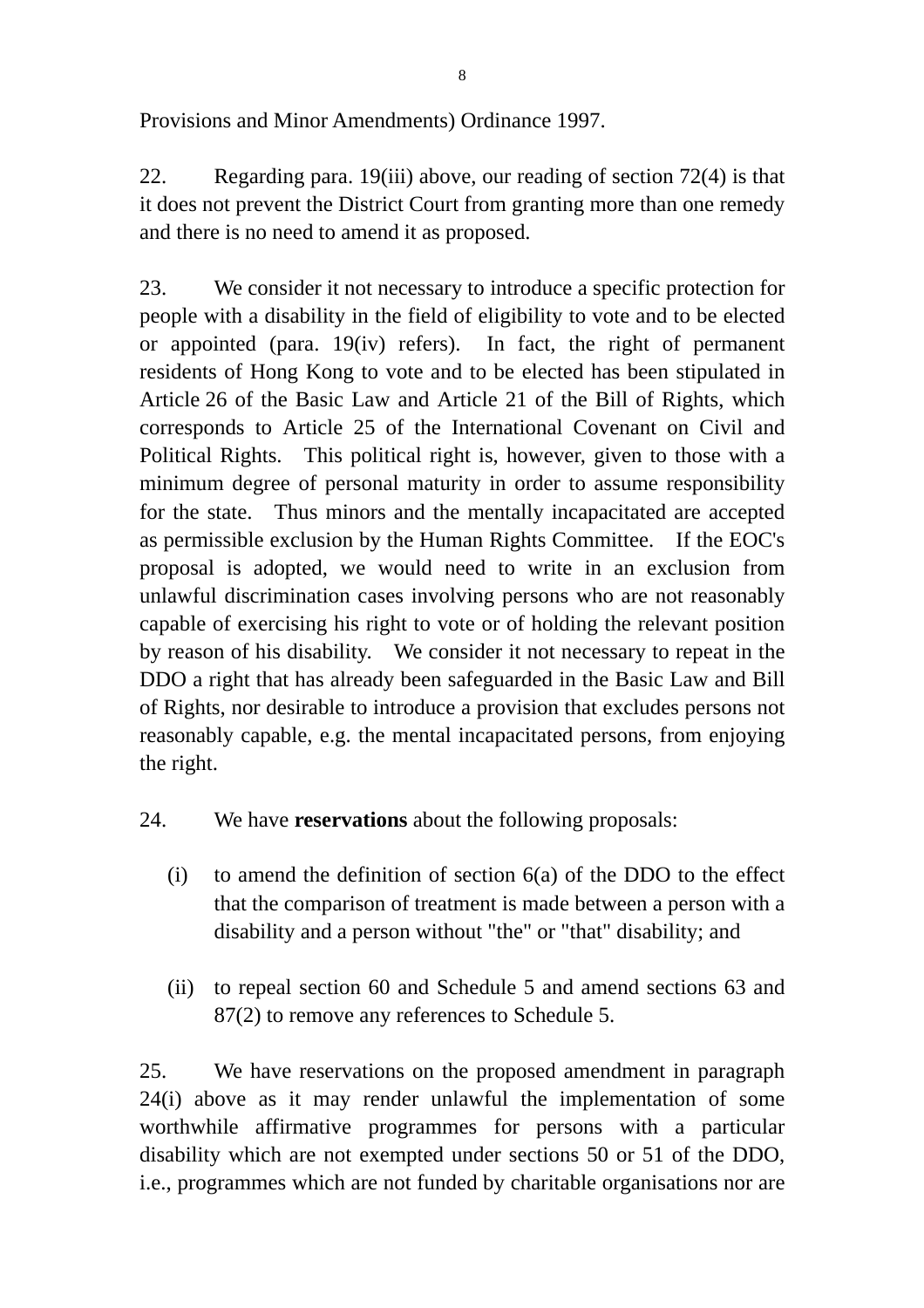Provisions and Minor Amendments) Ordinance 1997.

22. Regarding para. 19(iii) above, our reading of section 72(4) is that it does not prevent the District Court from granting more than one remedy and there is no need to amend it as proposed.

23. We consider it not necessary to introduce a specific protection for people with a disability in the field of eligibility to vote and to be elected or appointed (para. 19(iv) refers). In fact, the right of permanent residents of Hong Kong to vote and to be elected has been stipulated in Article 26 of the Basic Law and Article 21 of the Bill of Rights, which corresponds to Article 25 of the International Covenant on Civil and Political Rights. This political right is, however, given to those with a minimum degree of personal maturity in order to assume responsibility for the state. Thus minors and the mentally incapacitated are accepted as permissible exclusion by the Human Rights Committee. If the EOC's proposal is adopted, we would need to write in an exclusion from unlawful discrimination cases involving persons who are not reasonably capable of exercising his right to vote or of holding the relevant position by reason of his disability. We consider it not necessary to repeat in the DDO a right that has already been safeguarded in the Basic Law and Bill of Rights, nor desirable to introduce a provision that excludes persons not reasonably capable, e.g. the mental incapacitated persons, from enjoying the right.

24. We have **reservations** about the following proposals:

(i) to amend the definition of section 6(a) of the DDO to the effect that the comparison of treatment is made between a person with a disability and a person without "the" or "that" disability; and

(ii) to repeal section 60 and Schedule 5 and amend sections 63 and 87(2) to remove any references to Schedule 5.

25. We have reservations on the proposed amendment in paragraph 24(i) above as it may render unlawful the implementation of some worthwhile affirmative programmes for persons with a particular disability which are not exempted under sections 50 or 51 of the DDO, i.e., programmes which are not funded by charitable organisations nor are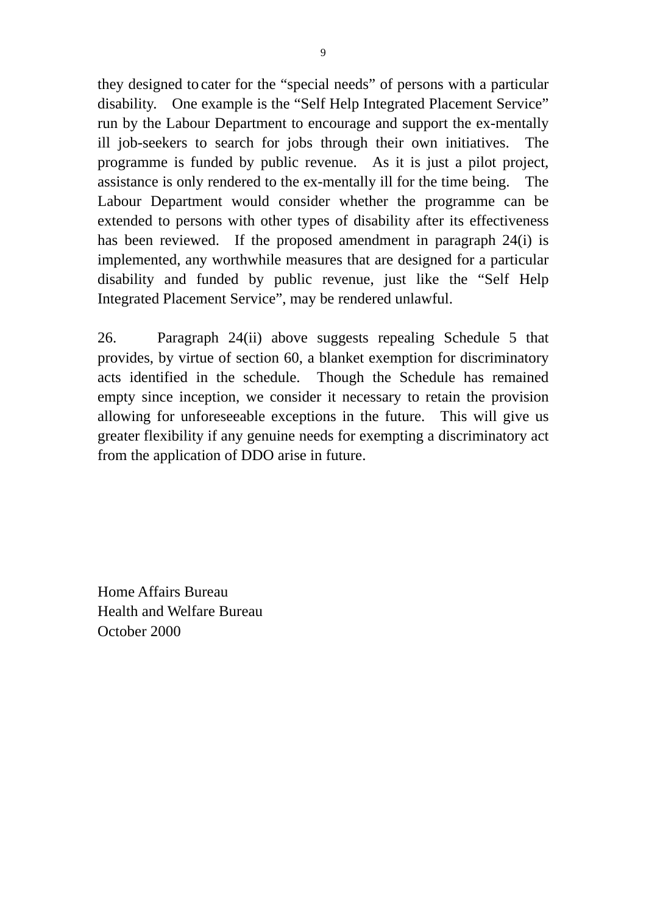they designed to cater for the "special needs" of persons with a particular disability. One example is the "Self Help Integrated Placement Service" run by the Labour Department to encourage and support the ex-mentally ill job-seekers to search for jobs through their own initiatives. The programme is funded by public revenue. As it is just a pilot project, assistance is only rendered to the ex-mentally ill for the time being. The Labour Department would consider whether the programme can be extended to persons with other types of disability after its effectiveness has been reviewed. If the proposed amendment in paragraph 24(i) is implemented, any worthwhile measures that are designed for a particular disability and funded by public revenue, just like the "Self Help Integrated Placement Service", may be rendered unlawful.

26. Paragraph 24(ii) above suggests repealing Schedule 5 that provides, by virtue of section 60, a blanket exemption for discriminatory acts identified in the schedule. Though the Schedule has remained empty since inception, we consider it necessary to retain the provision allowing for unforeseeable exceptions in the future. This will give us greater flexibility if any genuine needs for exempting a discriminatory act from the application of DDO arise in future.

Home Affairs Bureau
Health and Welfare Bureau
October 2000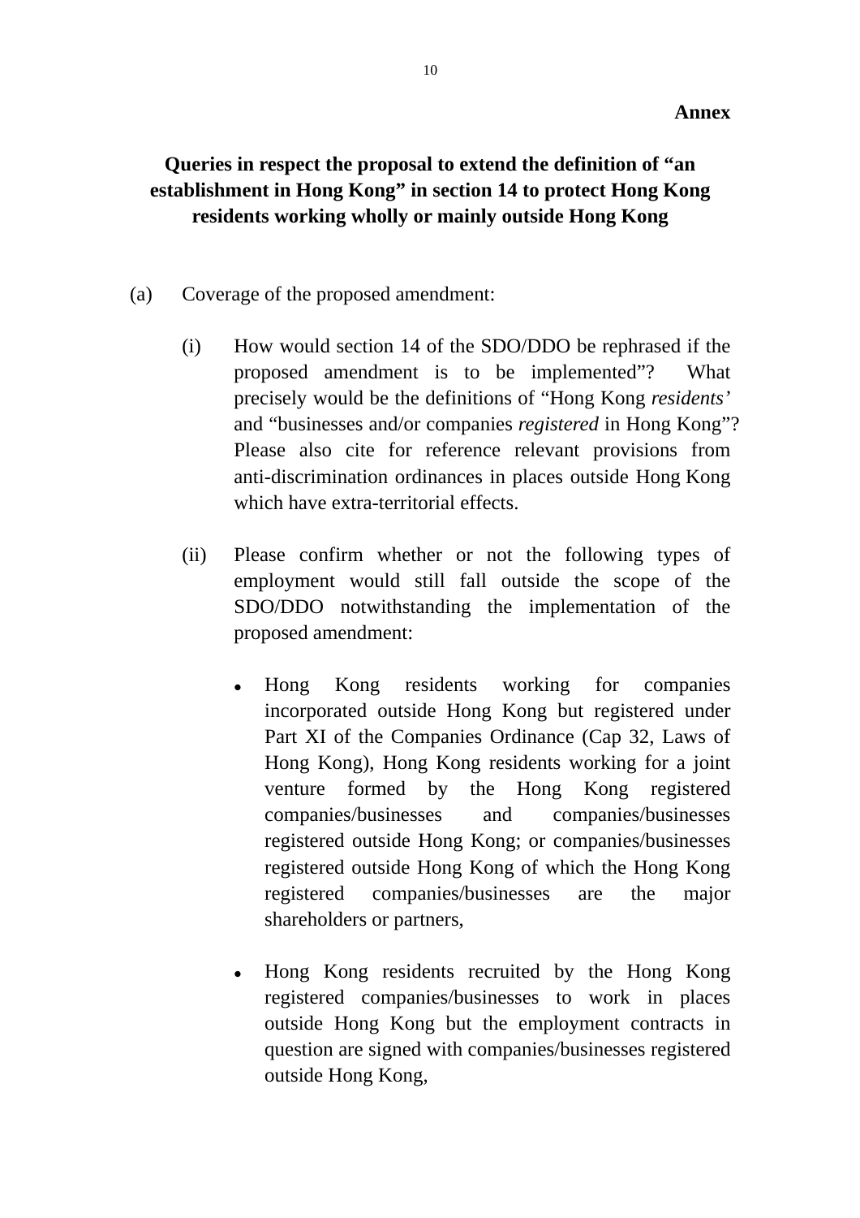**Annex**

## Queries in respect the proposal to extend the definition of "an establishment in Hong Kong" in section 14 to protect Hong Kong residents working wholly or mainly outside Hong Kong

(a) Coverage of the proposed amendment:

(i) How would section 14 of the SDO/DDO be rephrased if the proposed amendment is to be implemented"? What precisely would be the definitions of "Hong Kong *residents'* and "businesses and/or companies *registered* in Hong Kong"? Please also cite for reference relevant provisions from anti-discrimination ordinances in places outside Hong Kong which have extra-territorial effects.

(ii) Please confirm whether or not the following types of employment would still fall outside the scope of the SDO/DDO notwithstanding the implementation of the proposed amendment:

- Hong Kong residents working for companies incorporated outside Hong Kong but registered under Part XI of the Companies Ordinance (Cap 32, Laws of Hong Kong), Hong Kong residents working for a joint venture formed by the Hong Kong registered companies/businesses and companies/businesses registered outside Hong Kong; or companies/businesses registered outside Hong Kong of which the Hong Kong registered companies/businesses are the major shareholders or partners,

- Hong Kong residents recruited by the Hong Kong registered companies/businesses to work in places outside Hong Kong but the employment contracts in question are signed with companies/businesses registered outside Hong Kong,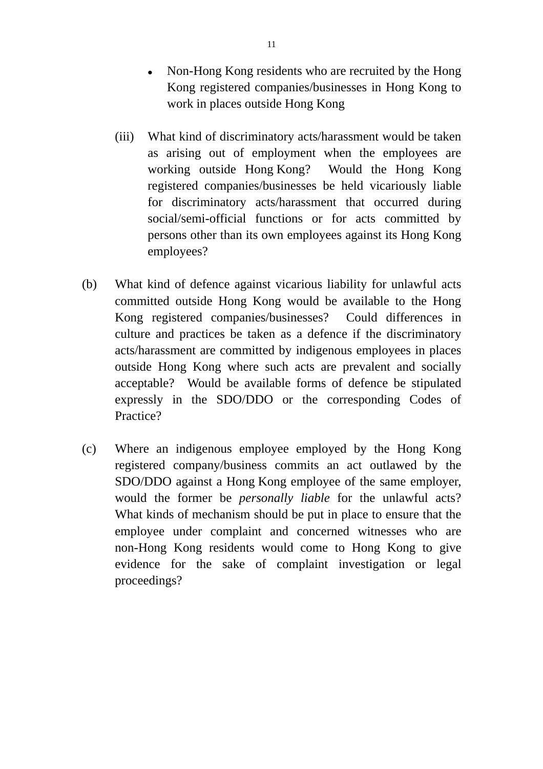- Non-Hong Kong residents who are recruited by the Hong Kong registered companies/businesses in Hong Kong to work in places outside Hong Kong

(iii) What kind of discriminatory acts/harassment would be taken as arising out of employment when the employees are working outside Hong Kong? Would the Hong Kong registered companies/businesses be held vicariously liable for discriminatory acts/harassment that occurred during social/semi-official functions or for acts committed by persons other than its own employees against its Hong Kong employees?

(b) What kind of defence against vicarious liability for unlawful acts committed outside Hong Kong would be available to the Hong Kong registered companies/businesses? Could differences in culture and practices be taken as a defence if the discriminatory acts/harassment are committed by indigenous employees in places outside Hong Kong where such acts are prevalent and socially acceptable? Would be available forms of defence be stipulated expressly in the SDO/DDO or the corresponding Codes of Practice?

(c) Where an indigenous employee employed by the Hong Kong registered company/business commits an act outlawed by the SDO/DDO against a Hong Kong employee of the same employer, would the former be *personally liable* for the unlawful acts? What kinds of mechanism should be put in place to ensure that the employee under complaint and concerned witnesses who are non-Hong Kong residents would come to Hong Kong to give evidence for the sake of complaint investigation or legal proceedings?